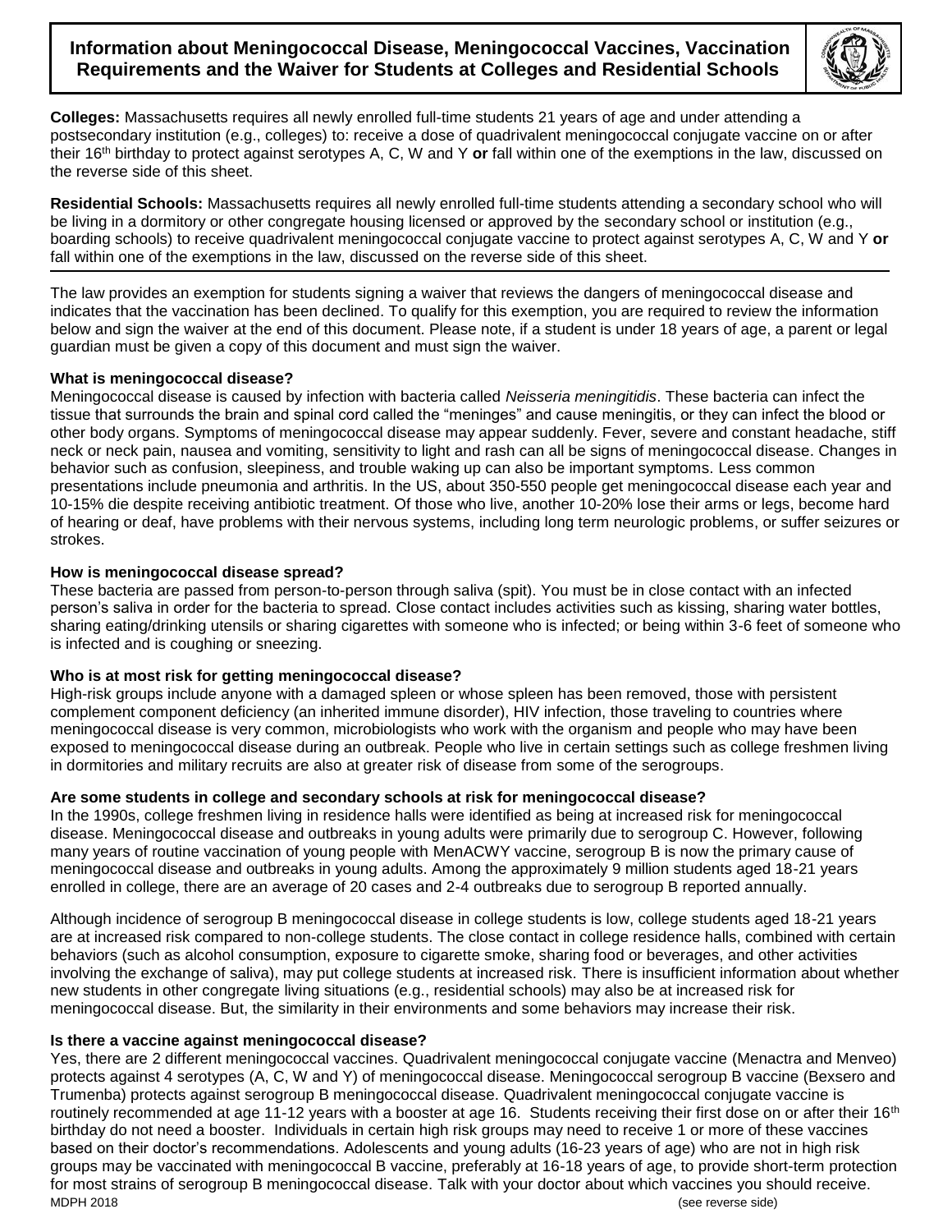# Information about Meningococcal Disease, Meningococcal Vaccines, Vaccination Requirements and the Waiver for Students at Colleges and Residential Schools

**Colleges:** Massachusetts requires all newly enrolled full-time students 21 years of age and under attending a postsecondary institution (e.g., colleges) to: receive a dose of quadrivalent meningococcal conjugate vaccine on or after their 16th birthday to protect against serotypes A, C, W and Y **or** fall within one of the exemptions in the law, discussed on the reverse side of this sheet.

**Residential Schools:** Massachusetts requires all newly enrolled full-time students attending a secondary school who will be living in a dormitory or other congregate housing licensed or approved by the secondary school or institution (e.g., boarding schools) to receive quadrivalent meningococcal conjugate vaccine to protect against serotypes A, C, W and Y **or** fall within one of the exemptions in the law, discussed on the reverse side of this sheet.

---

The law provides an exemption for students signing a waiver that reviews the dangers of meningococcal disease and indicates that the vaccination has been declined. To qualify for this exemption, you are required to review the information below and sign the waiver at the end of this document. Please note, if a student is under 18 years of age, a parent or legal guardian must be given a copy of this document and must sign the waiver.

**What is meningococcal disease?**

Meningococcal disease is caused by infection with bacteria called *Neisseria meningitidis*. These bacteria can infect the tissue that surrounds the brain and spinal cord called the "meninges" and cause meningitis, or they can infect the blood or other body organs. Symptoms of meningococcal disease may appear suddenly. Fever, severe and constant headache, stiff neck or neck pain, nausea and vomiting, sensitivity to light and rash can all be signs of meningococcal disease. Changes in behavior such as confusion, sleepiness, and trouble waking up can also be important symptoms. Less common presentations include pneumonia and arthritis. In the US, about 350-550 people get meningococcal disease each year and 10-15% die despite receiving antibiotic treatment. Of those who live, another 10-20% lose their arms or legs, become hard of hearing or deaf, have problems with their nervous systems, including long term neurologic problems, or suffer seizures or strokes.

**How is meningococcal disease spread?**

These bacteria are passed from person-to-person through saliva (spit). You must be in close contact with an infected person's saliva in order for the bacteria to spread. Close contact includes activities such as kissing, sharing water bottles, sharing eating/drinking utensils or sharing cigarettes with someone who is infected; or being within 3-6 feet of someone who is infected and is coughing or sneezing.

**Who is at most risk for getting meningococcal disease?**

High-risk groups include anyone with a damaged spleen or whose spleen has been removed, those with persistent complement component deficiency (an inherited immune disorder), HIV infection, those traveling to countries where meningococcal disease is very common, microbiologists who work with the organism and people who may have been exposed to meningococcal disease during an outbreak. People who live in certain settings such as college freshmen living in dormitories and military recruits are also at greater risk of disease from some of the serogroups.

**Are some students in college and secondary schools at risk for meningococcal disease?**

In the 1990s, college freshmen living in residence halls were identified as being at increased risk for meningococcal disease. Meningococcal disease and outbreaks in young adults were primarily due to serogroup C. However, following many years of routine vaccination of young people with MenACWY vaccine, serogroup B is now the primary cause of meningococcal disease and outbreaks in young adults. Among the approximately 9 million students aged 18-21 years enrolled in college, there are an average of 20 cases and 2-4 outbreaks due to serogroup B reported annually.

Although incidence of serogroup B meningococcal disease in college students is low, college students aged 18-21 years are at increased risk compared to non-college students. The close contact in college residence halls, combined with certain behaviors (such as alcohol consumption, exposure to cigarette smoke, sharing food or beverages, and other activities involving the exchange of saliva), may put college students at increased risk. There is insufficient information about whether new students in other congregate living situations (e.g., residential schools) may also be at increased risk for meningococcal disease. But, the similarity in their environments and some behaviors may increase their risk.

**Is there a vaccine against meningococcal disease?**

Yes, there are 2 different meningococcal vaccines. Quadrivalent meningococcal conjugate vaccine (Menactra and Menveo) protects against 4 serotypes (A, C, W and Y) of meningococcal disease. Meningococcal serogroup B vaccine (Bexsero and Trumenba) protects against serogroup B meningococcal disease. Quadrivalent meningococcal conjugate vaccine is routinely recommended at age 11-12 years with a booster at age 16. Students receiving their first dose on or after their 16th birthday do not need a booster. Individuals in certain high risk groups may need to receive 1 or more of these vaccines based on their doctor's recommendations. Adolescents and young adults (16-23 years of age) who are not in high risk groups may be vaccinated with meningococcal B vaccine, preferably at 16-18 years of age, to provide short-term protection for most strains of serogroup B meningococcal disease. Talk with your doctor about which vaccines you should receive.

MDPH 2018 (see reverse side)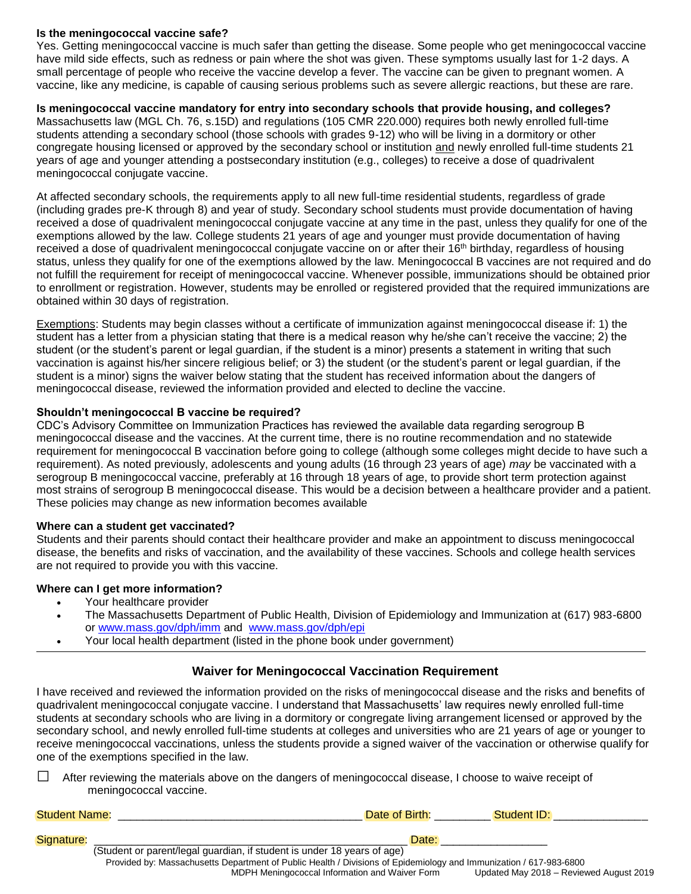**Is the meningococcal vaccine safe?**

Yes. Getting meningococcal vaccine is much safer than getting the disease. Some people who get meningococcal vaccine have mild side effects, such as redness or pain where the shot was given. These symptoms usually last for 1-2 days. A small percentage of people who receive the vaccine develop a fever. The vaccine can be given to pregnant women. A vaccine, like any medicine, is capable of causing serious problems such as severe allergic reactions, but these are rare.

**Is meningococcal vaccine mandatory for entry into secondary schools that provide housing, and colleges?**

Massachusetts law (MGL Ch. 76, s.15D) and regulations (105 CMR 220.000) requires both newly enrolled full-time students attending a secondary school (those schools with grades 9-12) who will be living in a dormitory or other congregate housing licensed or approved by the secondary school or institution and newly enrolled full-time students 21 years of age and younger attending a postsecondary institution (e.g., colleges) to receive a dose of quadrivalent meningococcal conjugate vaccine.

At affected secondary schools, the requirements apply to all new full-time residential students, regardless of grade (including grades pre-K through 8) and year of study. Secondary school students must provide documentation of having received a dose of quadrivalent meningococcal conjugate vaccine at any time in the past, unless they qualify for one of the exemptions allowed by the law. College students 21 years of age and younger must provide documentation of having received a dose of quadrivalent meningococcal conjugate vaccine on or after their 16th birthday, regardless of housing status, unless they qualify for one of the exemptions allowed by the law. Meningococcal B vaccines are not required and do not fulfill the requirement for receipt of meningococcal vaccine. Whenever possible, immunizations should be obtained prior to enrollment or registration. However, students may be enrolled or registered provided that the required immunizations are obtained within 30 days of registration.

Exemptions: Students may begin classes without a certificate of immunization against meningococcal disease if: 1) the student has a letter from a physician stating that there is a medical reason why he/she can't receive the vaccine; 2) the student (or the student's parent or legal guardian, if the student is a minor) presents a statement in writing that such vaccination is against his/her sincere religious belief; or 3) the student (or the student's parent or legal guardian, if the student is a minor) signs the waiver below stating that the student has received information about the dangers of meningococcal disease, reviewed the information provided and elected to decline the vaccine.

**Shouldn't meningococcal B vaccine be required?**

CDC's Advisory Committee on Immunization Practices has reviewed the available data regarding serogroup B meningococcal disease and the vaccines. At the current time, there is no routine recommendation and no statewide requirement for meningococcal B vaccination before going to college (although some colleges might decide to have such a requirement). As noted previously, adolescents and young adults (16 through 23 years of age) *may* be vaccinated with a serogroup B meningococcal vaccine, preferably at 16 through 18 years of age, to provide short term protection against most strains of serogroup B meningococcal disease. This would be a decision between a healthcare provider and a patient. These policies may change as new information becomes available

**Where can a student get vaccinated?**

Students and their parents should contact their healthcare provider and make an appointment to discuss meningococcal disease, the benefits and risks of vaccination, and the availability of these vaccines. Schools and college health services are not required to provide you with this vaccine.

**Where can I get more information?**

- Your healthcare provider
- The Massachusetts Department of Public Health, Division of Epidemiology and Immunization at (617) 983-6800 or www.mass.gov/dph/imm and www.mass.gov/dph/epi
- Your local health department (listed in the phone book under government)

---

## Waiver for Meningococcal Vaccination Requirement

I have received and reviewed the information provided on the risks of meningococcal disease and the risks and benefits of quadrivalent meningococcal conjugate vaccine. I understand that Massachusetts' law requires newly enrolled full-time students at secondary schools who are living in a dormitory or congregate living arrangement licensed or approved by the secondary school, and newly enrolled full-time students at colleges and universities who are 21 years of age or younger to receive meningococcal vaccinations, unless the students provide a signed waiver of the vaccination or otherwise qualify for one of the exemptions specified in the law.

☐ After reviewing the materials above on the dangers of meningococcal disease, I choose to waive receipt of meningococcal vaccine.

Student Name: ________________________________________ Date of Birth: _________ Student ID: _______________

Signature: ________________________________________________ Date: _________________

(Student or parent/legal guardian, if student is under 18 years of age)

Provided by: Massachusetts Department of Public Health / Divisions of Epidemiology and Immunization / 617-983-6800

MDPH Meningococcal Information and Waiver Form Updated May 2018 – Reviewed August 2019